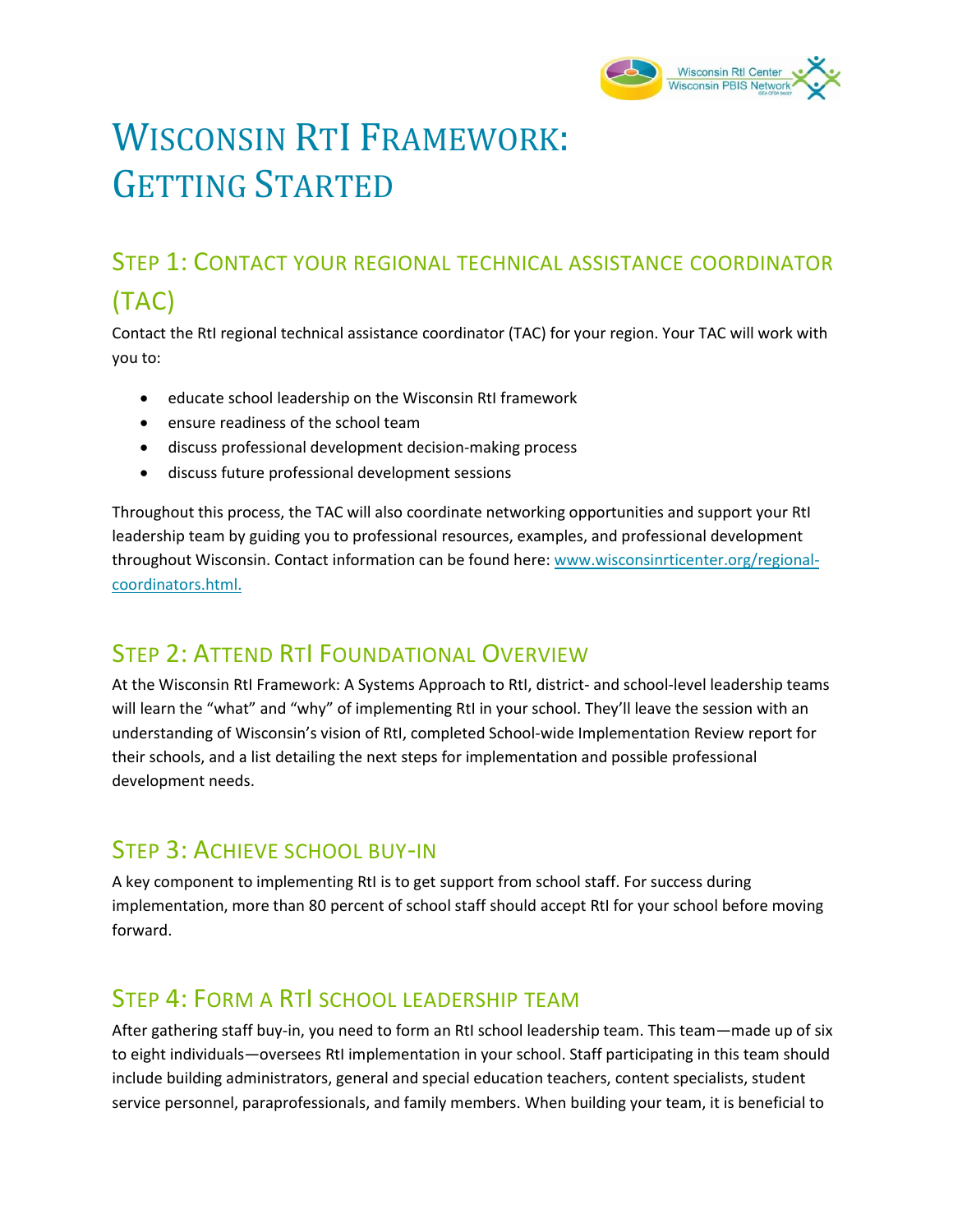# Wisconsin RtI Framework: Getting Started

## Step 1: Contact your regional technical assistance coordinator (TAC)

Contact the RtI regional technical assistance coordinator (TAC) for your region. Your TAC will work with you to:

- educate school leadership on the Wisconsin RtI framework
- ensure readiness of the school team
- discuss professional development decision-making process
- discuss future professional development sessions

Throughout this process, the TAC will also coordinate networking opportunities and support your RtI leadership team by guiding you to professional resources, examples, and professional development throughout Wisconsin. Contact information can be found here: [www.wisconsinrticenter.org/regional-coordinators.html.](www.wisconsinrticenter.org/regional-coordinators.html)

## Step 2: Attend RtI Foundational Overview

At the Wisconsin RtI Framework: A Systems Approach to RtI, district- and school-level leadership teams will learn the "what" and "why" of implementing RtI in your school. They'll leave the session with an understanding of Wisconsin's vision of RtI, completed School-wide Implementation Review report for their schools, and a list detailing the next steps for implementation and possible professional development needs.

## Step 3: Achieve school buy-in

A key component to implementing RtI is to get support from school staff. For success during implementation, more than 80 percent of school staff should accept RtI for your school before moving forward.

## Step 4: Form a RtI school leadership team

After gathering staff buy-in, you need to form an RtI school leadership team. This team—made up of six to eight individuals—oversees RtI implementation in your school. Staff participating in this team should include building administrators, general and special education teachers, content specialists, student service personnel, paraprofessionals, and family members. When building your team, it is beneficial to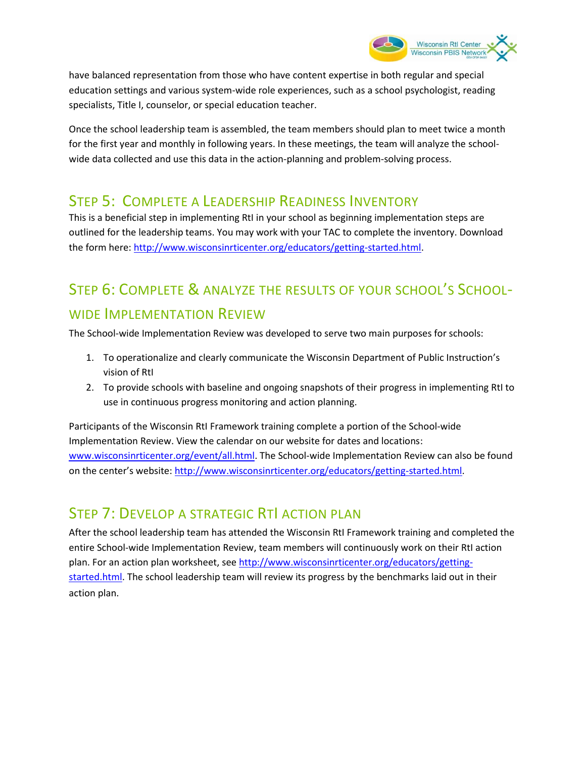have balanced representation from those who have content expertise in both regular and special education settings and various system-wide role experiences, such as a school psychologist, reading specialists, Title I, counselor, or special education teacher.

Once the school leadership team is assembled, the team members should plan to meet twice a month for the first year and monthly in following years. In these meetings, the team will analyze the school-wide data collected and use this data in the action-planning and problem-solving process.

## Step 5: Complete a Leadership Readiness Inventory

This is a beneficial step in implementing RtI in your school as beginning implementation steps are outlined for the leadership teams. You may work with your TAC to complete the inventory. Download the form here: http://www.wisconsinrticenter.org/educators/getting-started.html.

## Step 6: Complete & analyze the results of your school's School-wide Implementation Review

The School-wide Implementation Review was developed to serve two main purposes for schools:

1. To operationalize and clearly communicate the Wisconsin Department of Public Instruction's vision of RtI
2. To provide schools with baseline and ongoing snapshots of their progress in implementing RtI to use in continuous progress monitoring and action planning.

Participants of the Wisconsin RtI Framework training complete a portion of the School-wide Implementation Review. View the calendar on our website for dates and locations: www.wisconsinrticenter.org/event/all.html. The School-wide Implementation Review can also be found on the center's website: http://www.wisconsinrticenter.org/educators/getting-started.html.

## Step 7: Develop a strategic RtI action plan

After the school leadership team has attended the Wisconsin RtI Framework training and completed the entire School-wide Implementation Review, team members will continuously work on their RtI action plan. For an action plan worksheet, see http://www.wisconsinrticenter.org/educators/getting-started.html. The school leadership team will review its progress by the benchmarks laid out in their action plan.